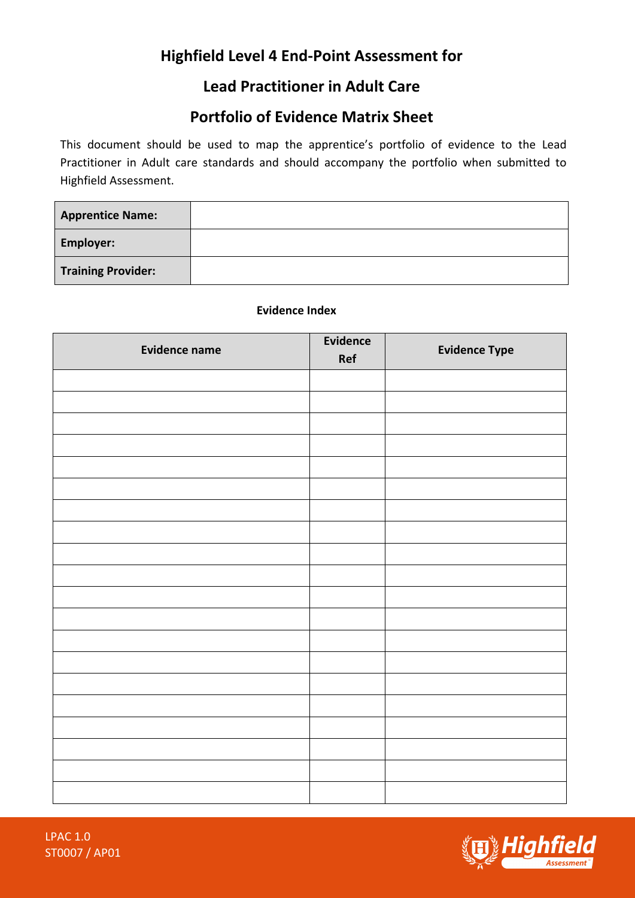# Highfield Level 4 End-Point Assessment for

# Lead Practitioner in Adult Care

# Portfolio of Evidence Matrix Sheet

This document should be used to map the apprentice's portfolio of evidence to the Lead Practitioner in Adult care standards and should accompany the portfolio when submitted to Highfield Assessment.

| **Apprentice Name:** | |
|---|---|
| **Employer:** | |
| **Training Provider:** | |

**Evidence Index**

| Evidence name | Evidence Ref | Evidence Type |
|---|---|---|
| | | |
| | | |
| | | |
| | | |
| | | |
| | | |
| | | |
| | | |
| | | |
| | | |
| | | |
| | | |
| | | |
| | | |
| | | |
| | | |
| | | |
| | | |
| | | |
| | | |

LPAC 1.0
ST0007 / AP01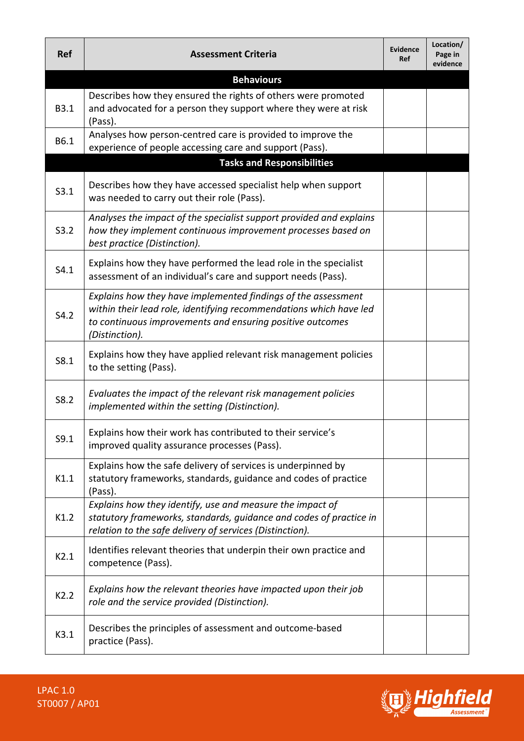| Ref | Assessment Criteria | Evidence Ref | Location/ Page in evidence |
|---|---|---|---|
| | **Behaviours** | | |
| B3.1 | Describes how they ensured the rights of others were promoted and advocated for a person they support where they were at risk (Pass). | | |
| B6.1 | Analyses how person-centred care is provided to improve the experience of people accessing care and support (Pass). | | |
| | **Tasks and Responsibilities** | | |
| S3.1 | Describes how they have accessed specialist help when support was needed to carry out their role (Pass). | | |
| S3.2 | *Analyses the impact of the specialist support provided and explains how they implement continuous improvement processes based on best practice (Distinction).* | | |
| S4.1 | Explains how they have performed the lead role in the specialist assessment of an individual's care and support needs (Pass). | | |
| S4.2 | *Explains how they have implemented findings of the assessment within their lead role, identifying recommendations which have led to continuous improvements and ensuring positive outcomes (Distinction).* | | |
| S8.1 | Explains how they have applied relevant risk management policies to the setting (Pass). | | |
| S8.2 | *Evaluates the impact of the relevant risk management policies implemented within the setting (Distinction).* | | |
| S9.1 | Explains how their work has contributed to their service's improved quality assurance processes (Pass). | | |
| K1.1 | Explains how the safe delivery of services is underpinned by statutory frameworks, standards, guidance and codes of practice (Pass). | | |
| K1.2 | *Explains how they identify, use and measure the impact of statutory frameworks, standards, guidance and codes of practice in relation to the safe delivery of services (Distinction).* | | |
| K2.1 | Identifies relevant theories that underpin their own practice and competence (Pass). | | |
| K2.2 | *Explains how the relevant theories have impacted upon their job role and the service provided (Distinction).* | | |
| K3.1 | Describes the principles of assessment and outcome-based practice (Pass). | | |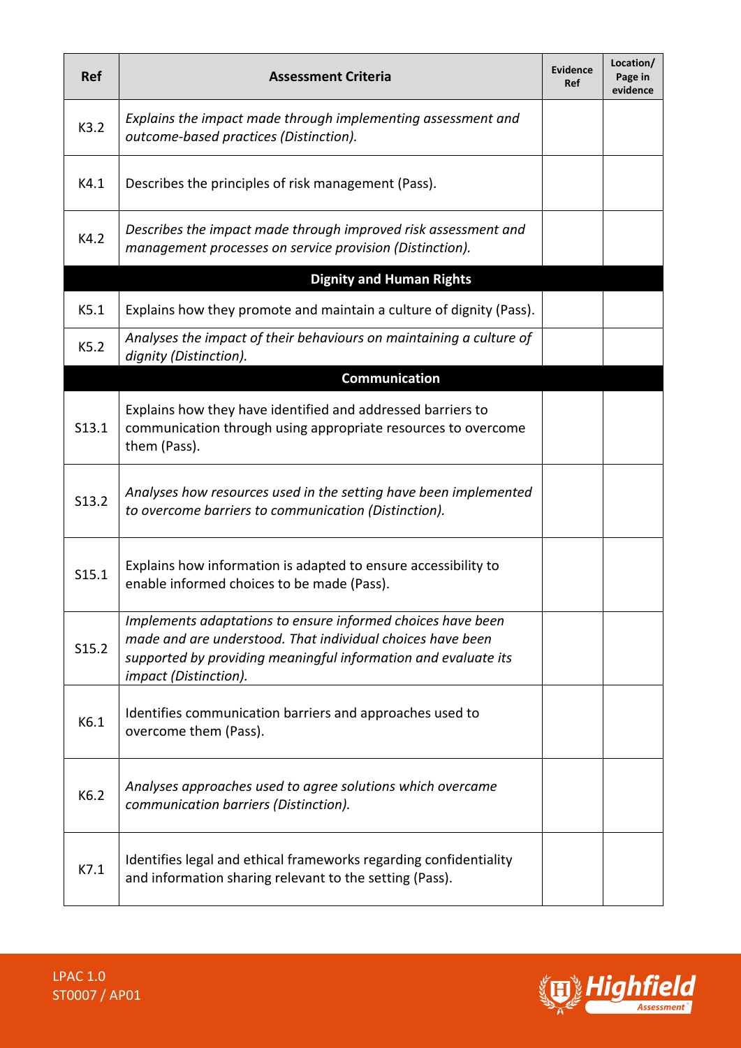| Ref | Assessment Criteria | Evidence Ref | Location/ Page in evidence |
|---|---|---|---|
| K3.2 | *Explains the impact made through implementing assessment and outcome-based practices (Distinction).* | | |
| K4.1 | Describes the principles of risk management (Pass). | | |
| K4.2 | *Describes the impact made through improved risk assessment and management processes on service provision (Distinction).* | | |
| | **Dignity and Human Rights** | | |
| K5.1 | Explains how they promote and maintain a culture of dignity (Pass). | | |
| K5.2 | *Analyses the impact of their behaviours on maintaining a culture of dignity (Distinction).* | | |
| | **Communication** | | |
| S13.1 | Explains how they have identified and addressed barriers to communication through using appropriate resources to overcome them (Pass). | | |
| S13.2 | *Analyses how resources used in the setting have been implemented to overcome barriers to communication (Distinction).* | | |
| S15.1 | Explains how information is adapted to ensure accessibility to enable informed choices to be made (Pass). | | |
| S15.2 | *Implements adaptations to ensure informed choices have been made and are understood. That individual choices have been supported by providing meaningful information and evaluate its impact (Distinction).* | | |
| K6.1 | Identifies communication barriers and approaches used to overcome them (Pass). | | |
| K6.2 | *Analyses approaches used to agree solutions which overcame communication barriers (Distinction).* | | |
| K7.1 | Identifies legal and ethical frameworks regarding confidentiality and information sharing relevant to the setting (Pass). | | |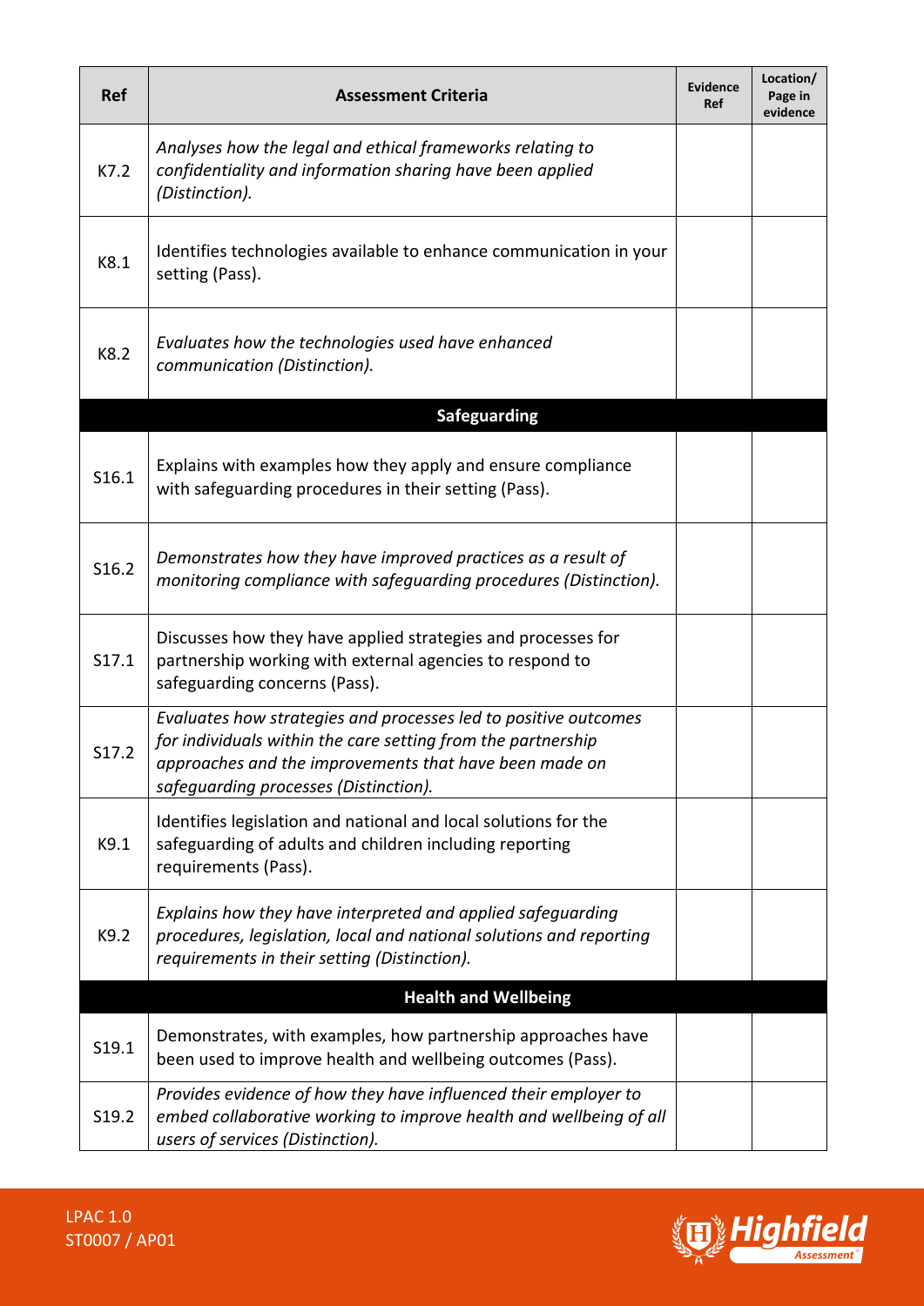| Ref | Assessment Criteria | Evidence Ref | Location/ Page in evidence |
|---|---|---|---|
| K7.2 | *Analyses how the legal and ethical frameworks relating to confidentiality and information sharing have been applied (Distinction).* | | |
| K8.1 | Identifies technologies available to enhance communication in your setting (Pass). | | |
| K8.2 | *Evaluates how the technologies used have enhanced communication (Distinction).* | | |
| | **Safeguarding** | | |
| S16.1 | Explains with examples how they apply and ensure compliance with safeguarding procedures in their setting (Pass). | | |
| S16.2 | *Demonstrates how they have improved practices as a result of monitoring compliance with safeguarding procedures (Distinction).* | | |
| S17.1 | Discusses how they have applied strategies and processes for partnership working with external agencies to respond to safeguarding concerns (Pass). | | |
| S17.2 | *Evaluates how strategies and processes led to positive outcomes for individuals within the care setting from the partnership approaches and the improvements that have been made on safeguarding processes (Distinction).* | | |
| K9.1 | Identifies legislation and national and local solutions for the safeguarding of adults and children including reporting requirements (Pass). | | |
| K9.2 | *Explains how they have interpreted and applied safeguarding procedures, legislation, local and national solutions and reporting requirements in their setting (Distinction).* | | |
| | **Health and Wellbeing** | | |
| S19.1 | Demonstrates, with examples, how partnership approaches have been used to improve health and wellbeing outcomes (Pass). | | |
| S19.2 | *Provides evidence of how they have influenced their employer to embed collaborative working to improve health and wellbeing of all users of services (Distinction).* | | |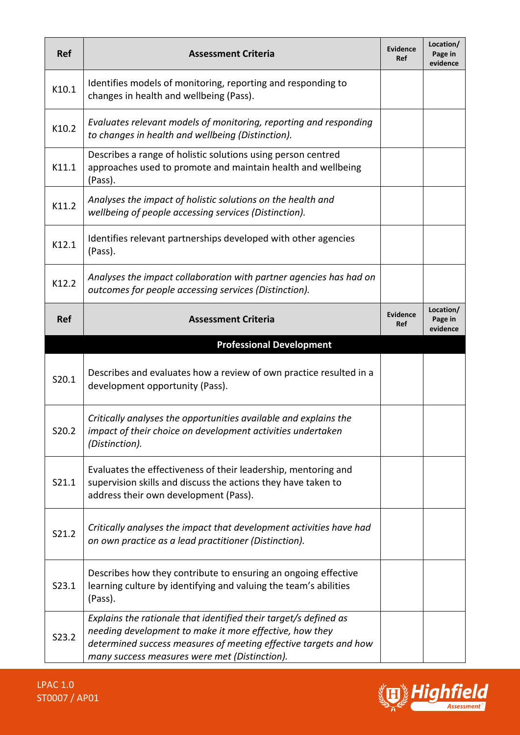| Ref | Assessment Criteria | Evidence Ref | Location/ Page in evidence |
|---|---|---|---|
| K10.1 | Identifies models of monitoring, reporting and responding to changes in health and wellbeing (Pass). | | |
| K10.2 | *Evaluates relevant models of monitoring, reporting and responding to changes in health and wellbeing (Distinction).* | | |
| K11.1 | Describes a range of holistic solutions using person centred approaches used to promote and maintain health and wellbeing (Pass). | | |
| K11.2 | *Analyses the impact of holistic solutions on the health and wellbeing of people accessing services (Distinction).* | | |
| K12.1 | Identifies relevant partnerships developed with other agencies (Pass). | | |
| K12.2 | *Analyses the impact collaboration with partner agencies has had on outcomes for people accessing services (Distinction).* | | |

| Ref | Assessment Criteria | Evidence Ref | Location/ Page in evidence |
|---|---|---|---|
| | **Professional Development** | | |
| S20.1 | Describes and evaluates how a review of own practice resulted in a development opportunity (Pass). | | |
| S20.2 | *Critically analyses the opportunities available and explains the impact of their choice on development activities undertaken (Distinction).* | | |
| S21.1 | Evaluates the effectiveness of their leadership, mentoring and supervision skills and discuss the actions they have taken to address their own development (Pass). | | |
| S21.2 | *Critically analyses the impact that development activities have had on own practice as a lead practitioner (Distinction).* | | |
| S23.1 | Describes how they contribute to ensuring an ongoing effective learning culture by identifying and valuing the team's abilities (Pass). | | |
| S23.2 | *Explains the rationale that identified their target/s defined as needing development to make it more effective, how they determined success measures of meeting effective targets and how many success measures were met (Distinction).* | | |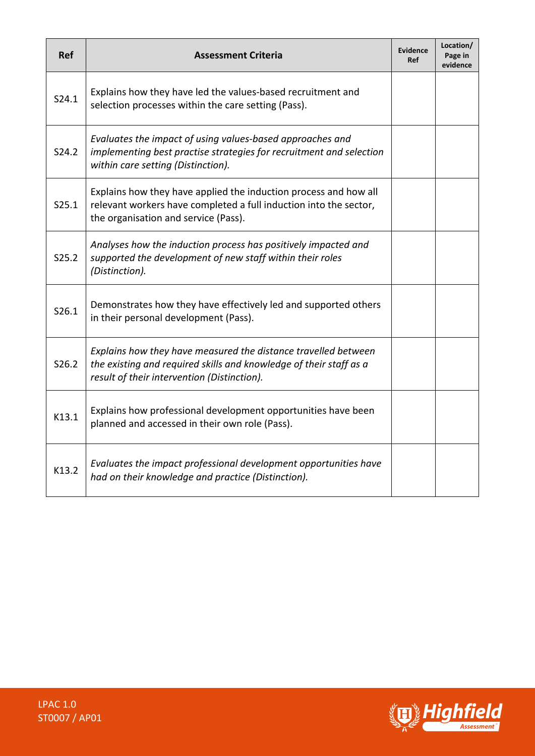| Ref | Assessment Criteria | Evidence Ref | Location/ Page in evidence |
|---|---|---|---|
| S24.1 | Explains how they have led the values-based recruitment and selection processes within the care setting (Pass). | | |
| S24.2 | *Evaluates the impact of using values-based approaches and implementing best practise strategies for recruitment and selection within care setting (Distinction).* | | |
| S25.1 | Explains how they have applied the induction process and how all relevant workers have completed a full induction into the sector, the organisation and service (Pass). | | |
| S25.2 | *Analyses how the induction process has positively impacted and supported the development of new staff within their roles (Distinction).* | | |
| S26.1 | Demonstrates how they have effectively led and supported others in their personal development (Pass). | | |
| S26.2 | *Explains how they have measured the distance travelled between the existing and required skills and knowledge of their staff as a result of their intervention (Distinction).* | | |
| K13.1 | Explains how professional development opportunities have been planned and accessed in their own role (Pass). | | |
| K13.2 | *Evaluates the impact professional development opportunities have had on their knowledge and practice (Distinction).* | | |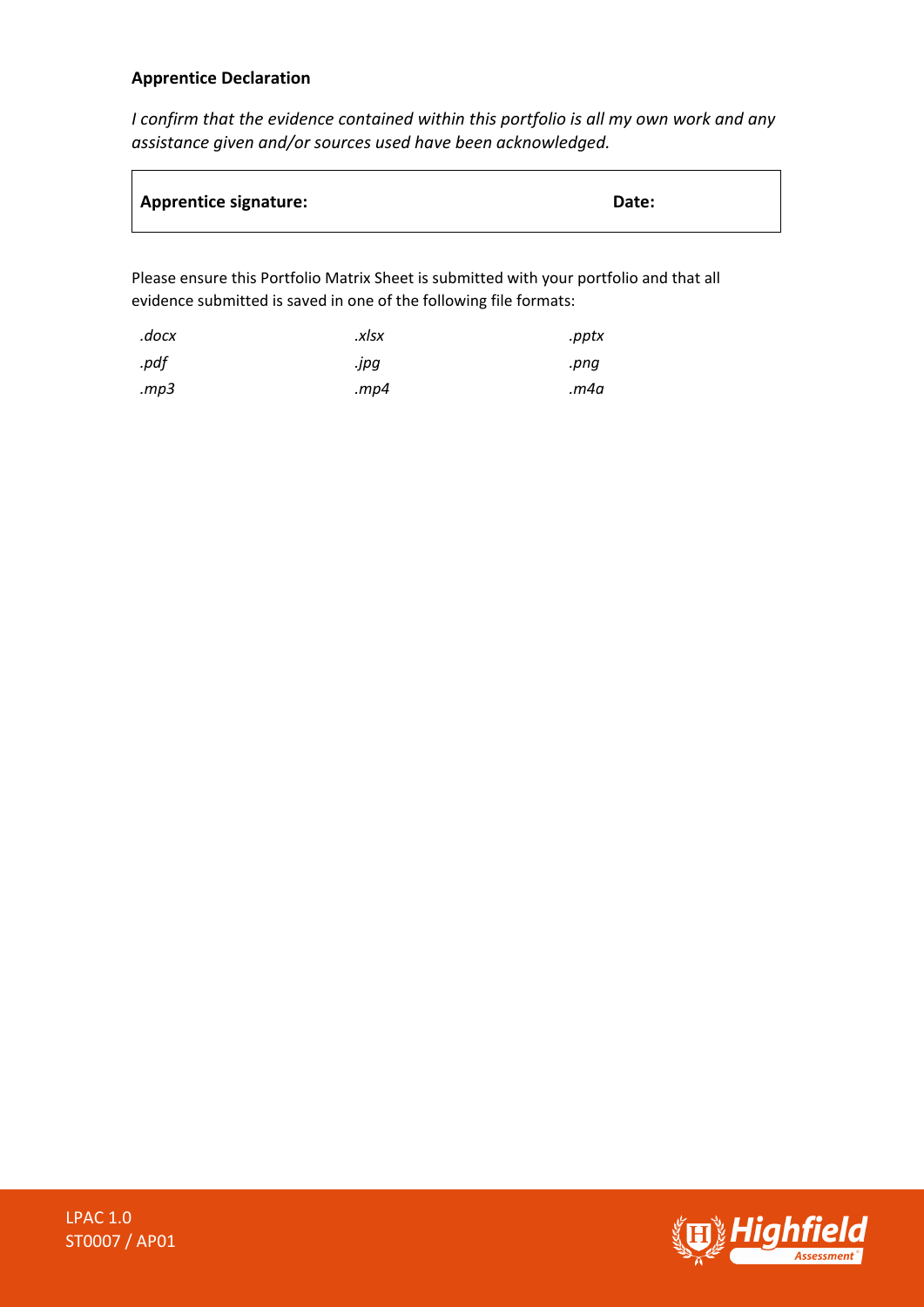**Apprentice Declaration**

*I confirm that the evidence contained within this portfolio is all my own work and any assistance given and/or sources used have been acknowledged.*

| | |
|---|---|
| **Apprentice signature:** | **Date:** |

Please ensure this Portfolio Matrix Sheet is submitted with your portfolio and that all evidence submitted is saved in one of the following file formats:

| | | |
|---|---|---|
| *.docx* | *.xlsx* | *.pptx* |
| *.pdf* | *.jpg* | *.png* |
| *.mp3* | *.mp4* | *.m4a* |

LPAC 1.0
ST0007 / AP01